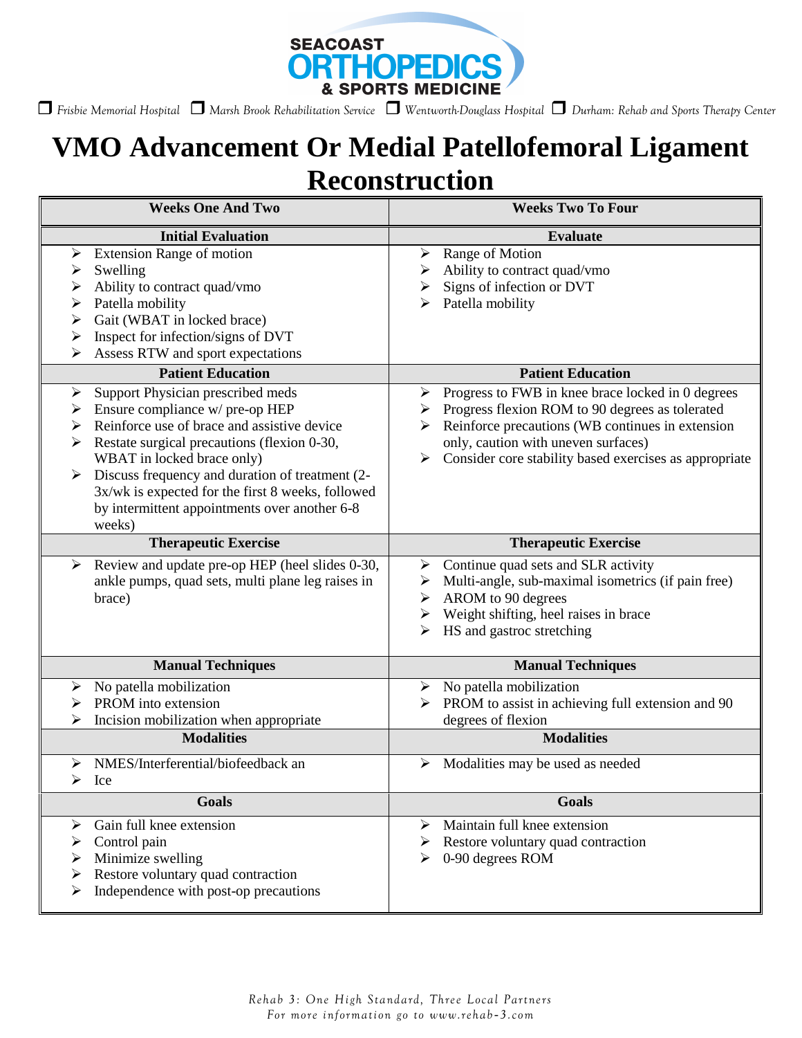SEACOAST ORTHOPEDICS & SPORTS MEDICINE

❒ *Frisbie Memorial Hospital* ❒ *Marsh Brook Rehabilitation Service* ❒ *Wentworth-Douglass Hospital* ❒ *Durham: Rehab and Sports Therapy Center*

# VMO Advancement Or Medial Patellofemoral Ligament Reconstruction

| Weeks One And Two | Weeks Two To Four |
|---|---|
| **Initial Evaluation** | **Evaluate** |
| ➢ Extension Range of motion<br>➢ Swelling<br>➢ Ability to contract quad/vmo<br>➢ Patella mobility<br>➢ Gait (WBAT in locked brace)<br>➢ Inspect for infection/signs of DVT<br>➢ Assess RTW and sport expectations | ➢ Range of Motion<br>➢ Ability to contract quad/vmo<br>➢ Signs of infection or DVT<br>➢ Patella mobility |
| **Patient Education** | **Patient Education** |
| ➢ Support Physician prescribed meds<br>➢ Ensure compliance w/ pre-op HEP<br>➢ Reinforce use of brace and assistive device<br>➢ Restate surgical precautions (flexion 0-30, WBAT in locked brace only)<br>➢ Discuss frequency and duration of treatment (2-3x/wk is expected for the first 8 weeks, followed by intermittent appointments over another 6-8 weeks) | ➢ Progress to FWB in knee brace locked in 0 degrees<br>➢ Progress flexion ROM to 90 degrees as tolerated<br>➢ Reinforce precautions (WB continues in extension only, caution with uneven surfaces)<br>➢ Consider core stability based exercises as appropriate |
| **Therapeutic Exercise** | **Therapeutic Exercise** |
| ➢ Review and update pre-op HEP (heel slides 0-30, ankle pumps, quad sets, multi plane leg raises in brace) | ➢ Continue quad sets and SLR activity<br>➢ Multi-angle, sub-maximal isometrics (if pain free)<br>➢ AROM to 90 degrees<br>➢ Weight shifting, heel raises in brace<br>➢ HS and gastroc stretching |
| **Manual Techniques** | **Manual Techniques** |
| ➢ No patella mobilization<br>➢ PROM into extension<br>➢ Incision mobilization when appropriate | ➢ No patella mobilization<br>➢ PROM to assist in achieving full extension and 90 degrees of flexion |
| **Modalities** | **Modalities** |
| ➢ NMES/Interferential/biofeedback an<br>➢ Ice | ➢ Modalities may be used as needed |
| **Goals** | **Goals** |
| ➢ Gain full knee extension<br>➢ Control pain<br>➢ Minimize swelling<br>➢ Restore voluntary quad contraction<br>➢ Independence with post-op precautions | ➢ Maintain full knee extension<br>➢ Restore voluntary quad contraction<br>➢ 0-90 degrees ROM |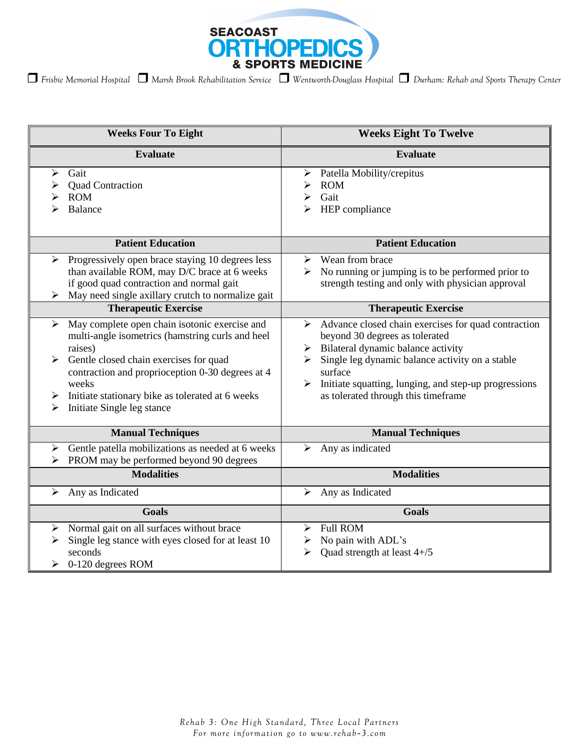**SEACOAST ORTHOPEDICS & SPORTS MEDICINE**

❒ *Frisbie Memorial Hospital* ❒ *Marsh Brook Rehabilitation Service* ❒ *Wentworth-Douglass Hospital* ❒ *Durham: Rehab and Sports Therapy Center*

| Weeks Four To Eight | Weeks Eight To Twelve |
|---|---|
| **Evaluate** | **Evaluate** |
| ➢ Gait<br>➢ Quad Contraction<br>➢ ROM<br>➢ Balance | ➢ Patella Mobility/crepitus<br>➢ ROM<br>➢ Gait<br>➢ HEP compliance |
| **Patient Education** | **Patient Education** |
| ➢ Progressively open brace staying 10 degrees less than available ROM, may D/C brace at 6 weeks if good quad contraction and normal gait<br>➢ May need single axillary crutch to normalize gait | ➢ Wean from brace<br>➢ No running or jumping is to be performed prior to strength testing and only with physician approval |
| **Therapeutic Exercise** | **Therapeutic Exercise** |
| ➢ May complete open chain isotonic exercise and multi-angle isometrics (hamstring curls and heel raises)<br>➢ Gentle closed chain exercises for quad contraction and proprioception 0-30 degrees at 4 weeks<br>➢ Initiate stationary bike as tolerated at 6 weeks<br>➢ Initiate Single leg stance | ➢ Advance closed chain exercises for quad contraction beyond 30 degrees as tolerated<br>➢ Bilateral dynamic balance activity<br>➢ Single leg dynamic balance activity on a stable surface<br>➢ Initiate squatting, lunging, and step-up progressions as tolerated through this timeframe |
| **Manual Techniques** | **Manual Techniques** |
| ➢ Gentle patella mobilizations as needed at 6 weeks<br>➢ PROM may be performed beyond 90 degrees | ➢ Any as indicated |
| **Modalities** | **Modalities** |
| ➢ Any as Indicated | ➢ Any as Indicated |
| **Goals** | **Goals** |
| ➢ Normal gait on all surfaces without brace<br>➢ Single leg stance with eyes closed for at least 10 seconds<br>➢ 0-120 degrees ROM | ➢ Full ROM<br>➢ No pain with ADL's<br>➢ Quad strength at least 4+/5 |

*Rehab 3: One High Standard, Three Local Partners*
*For more information go to www.rehab-3.com*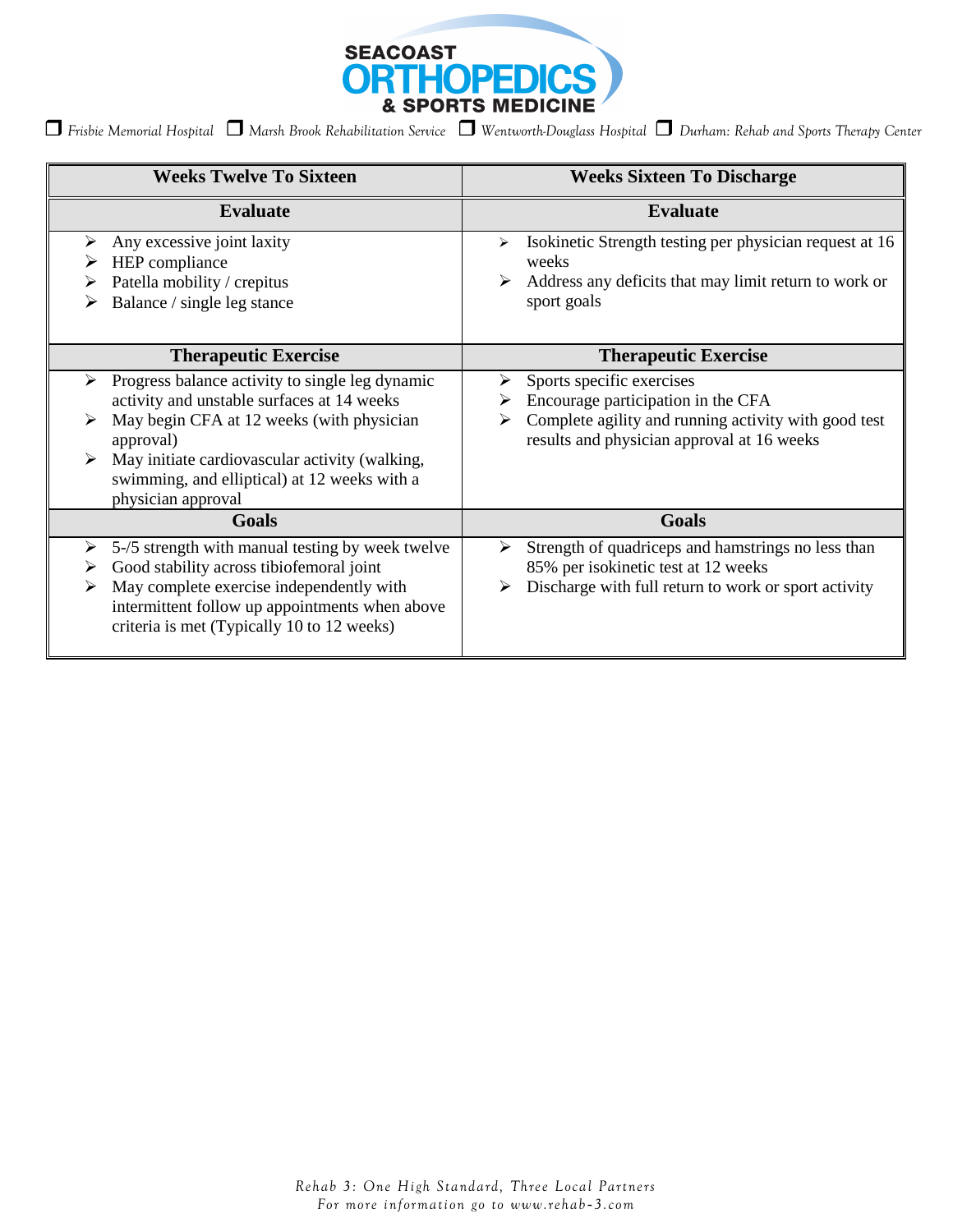SEACOAST ORTHOPEDICS & SPORTS MEDICINE

❐ *Frisbie Memorial Hospital* ❐ *Marsh Brook Rehabilitation Service* ❐ *Wentworth-Douglass Hospital* ❐ *Durham: Rehab and Sports Therapy Center*

| Weeks Twelve To Sixteen | Weeks Sixteen To Discharge |
|---|---|
| **Evaluate** | **Evaluate** |
| ➢ Any excessive joint laxity<br>➢ HEP compliance<br>➢ Patella mobility / crepitus<br>➢ Balance / single leg stance | ➢ Isokinetic Strength testing per physician request at 16 weeks<br>➢ Address any deficits that may limit return to work or sport goals |
| **Therapeutic Exercise** | **Therapeutic Exercise** |
| ➢ Progress balance activity to single leg dynamic activity and unstable surfaces at 14 weeks<br>➢ May begin CFA at 12 weeks (with physician approval)<br>➢ May initiate cardiovascular activity (walking, swimming, and elliptical) at 12 weeks with a physician approval | ➢ Sports specific exercises<br>➢ Encourage participation in the CFA<br>➢ Complete agility and running activity with good test results and physician approval at 16 weeks |
| **Goals** | **Goals** |
| ➢ 5-/5 strength with manual testing by week twelve<br>➢ Good stability across tibiofemoral joint<br>➢ May complete exercise independently with intermittent follow up appointments when above criteria is met (Typically 10 to 12 weeks) | ➢ Strength of quadriceps and hamstrings no less than 85% per isokinetic test at 12 weeks<br>➢ Discharge with full return to work or sport activity |

*Rehab 3: One High Standard, Three Local Partners*
*For more information go to www.rehab-3.com*